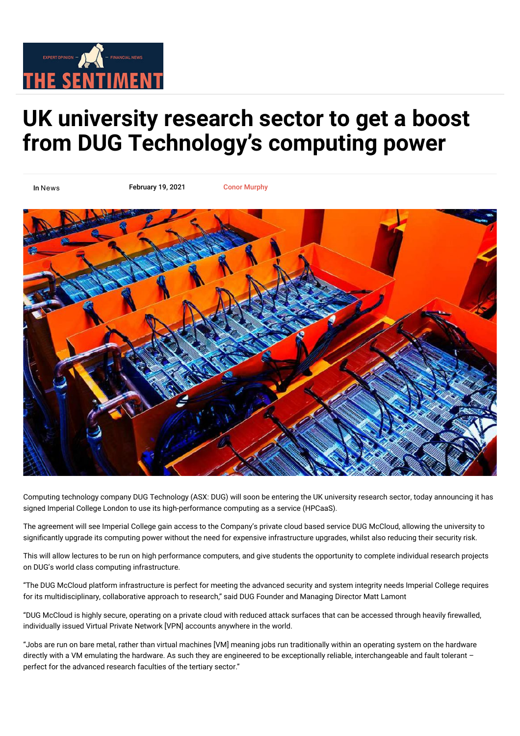# UK university research sector to get a boost from DUG Technology's computing power

In News | February 19, 2021 | Conor Murphy

Computing technology company DUG Technology (ASX: DUG) will soon be entering the UK university research sector, today announcing it has signed Imperial College London to use its high-performance computing as a service (HPCaaS).

The agreement will see Imperial College gain access to the Company's private cloud based service DUG McCloud, allowing the university to significantly upgrade its computing power without the need for expensive infrastructure upgrades, whilst also reducing their security risk.

This will allow lectures to be run on high performance computers, and give students the opportunity to complete individual research projects on DUG's world class computing infrastructure.

"The DUG McCloud platform infrastructure is perfect for meeting the advanced security and system integrity needs Imperial College requires for its multidisciplinary, collaborative approach to research," said DUG Founder and Managing Director Matt Lamont

"DUG McCloud is highly secure, operating on a private cloud with reduced attack surfaces that can be accessed through heavily firewalled, individually issued Virtual Private Network [VPN] accounts anywhere in the world.

"Jobs are run on bare metal, rather than virtual machines [VM] meaning jobs run traditionally within an operating system on the hardware directly with a VM emulating the hardware. As such they are engineered to be exceptionally reliable, interchangeable and fault tolerant – perfect for the advanced research faculties of the tertiary sector."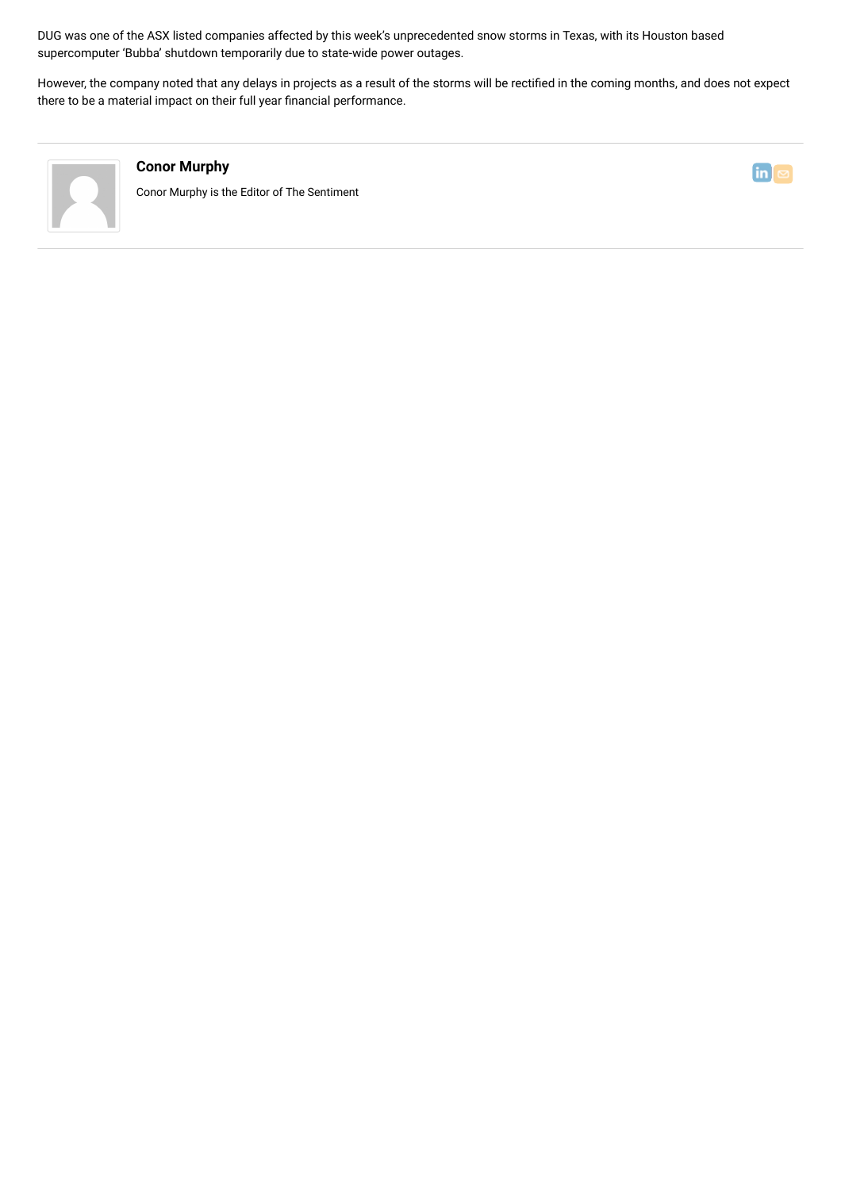DUG was one of the ASX listed companies affected by this week's unprecedented snow storms in Texas, with its Houston based supercomputer 'Bubba' shutdown temporarily due to state-wide power outages.

However, the company noted that any delays in projects as a result of the storms will be rectified in the coming months, and does not expect there to be a material impact on their full year financial performance.

---

**Conor Murphy**

Conor Murphy is the Editor of The Sentiment

---